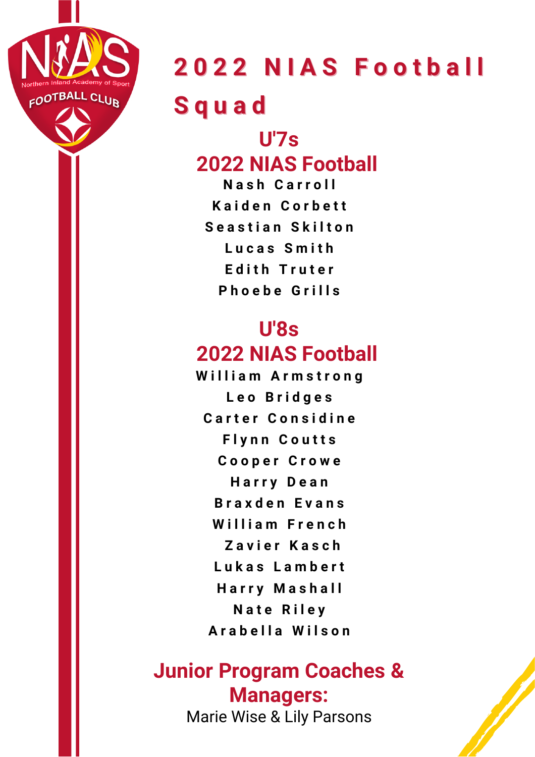# 2022 NIAS Football Squad

## U'7s
## 2022 NIAS Football

Nash Carroll
Kaiden Corbett
Seastian Skilton
Lucas Smith
Edith Truter
Phoebe Grills

## U'8s
## 2022 NIAS Football

William Armstrong
Leo Bridges
Carter Considine
Flynn Coutts
Cooper Crowe
Harry Dean
Braxden Evans
William French
Zavier Kasch
Lukas Lambert
Harry Mashall
Nate Riley
Arabella Wilson

## Junior Program Coaches & Managers:

Marie Wise & Lily Parsons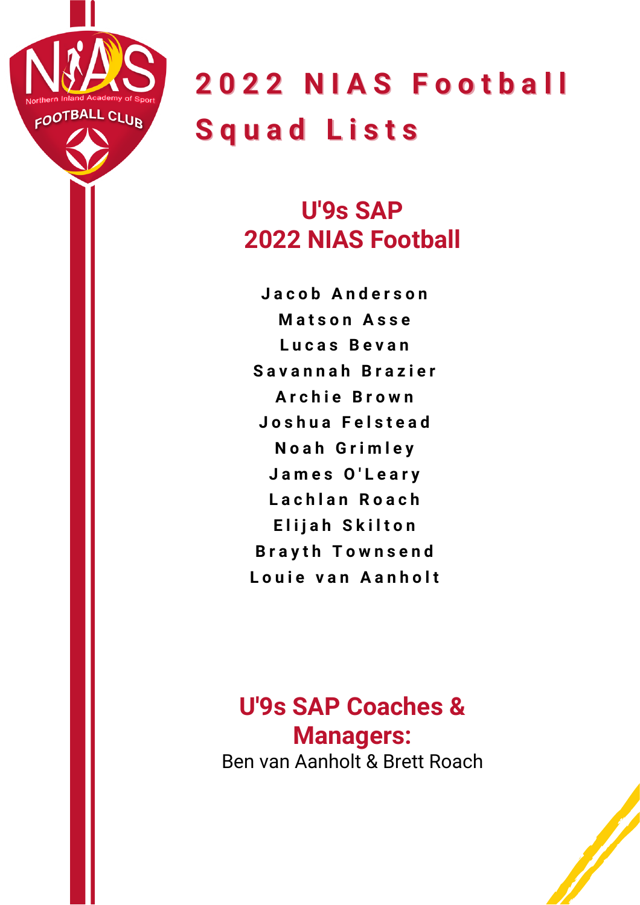# 2022 NIAS Football Squad Lists

## U'9s SAP
## 2022 NIAS Football

Jacob Anderson
Matson Asse
Lucas Bevan
Savannah Brazier
Archie Brown
Joshua Felstead
Noah Grimley
James O'Leary
Lachlan Roach
Elijah Skilton
Brayth Townsend
Louie van Aanholt

## U'9s SAP Coaches & Managers:

Ben van Aanholt & Brett Roach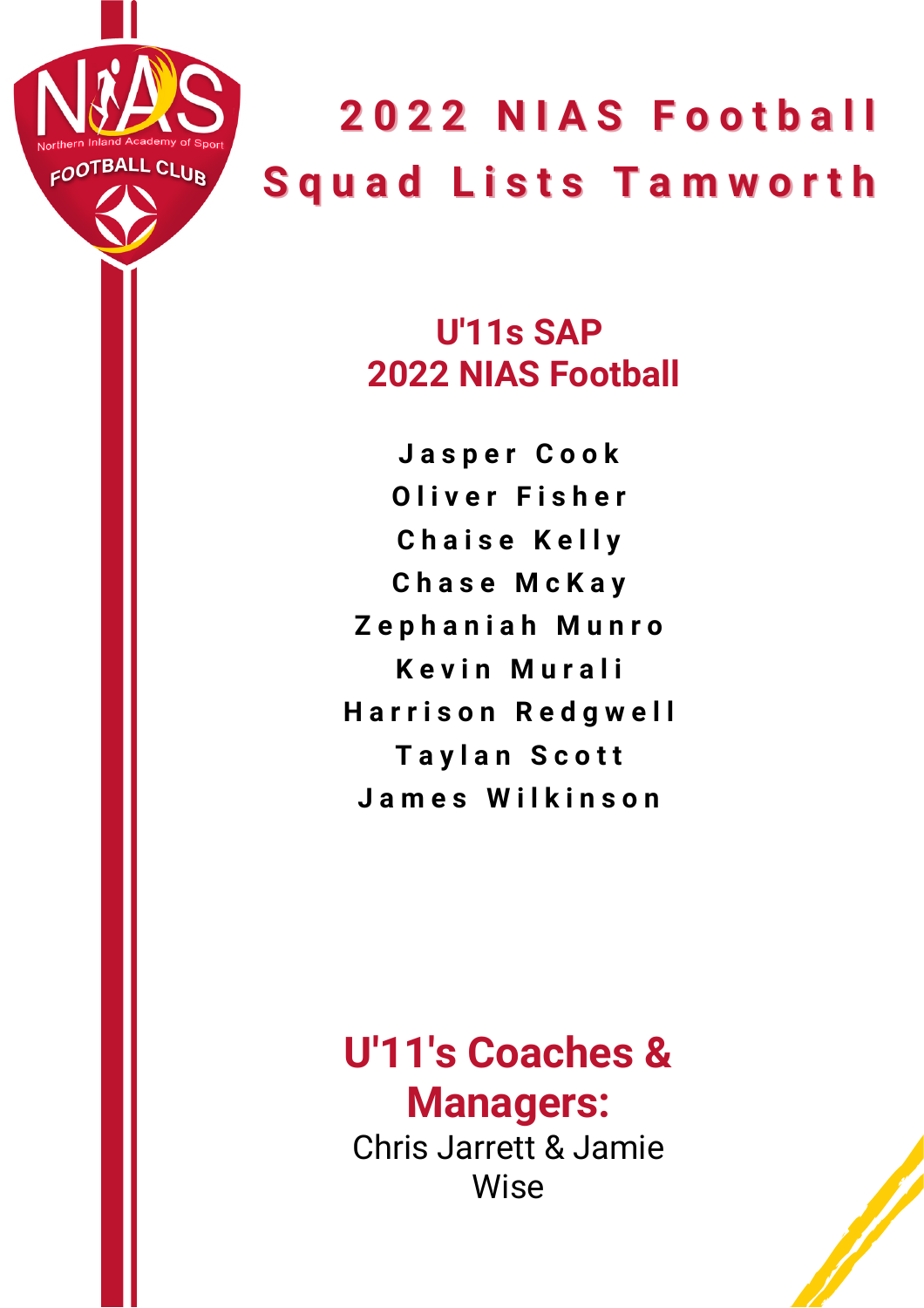# 2022 NIAS Football Squad Lists Tamworth

## U'11s SAP
## 2022 NIAS Football

Jasper Cook
Oliver Fisher
Chaise Kelly
Chase McKay
Zephaniah Munro
Kevin Murali
Harrison Redgwell
Taylan Scott
James Wilkinson

## U'11's Coaches & Managers:

Chris Jarrett & Jamie Wise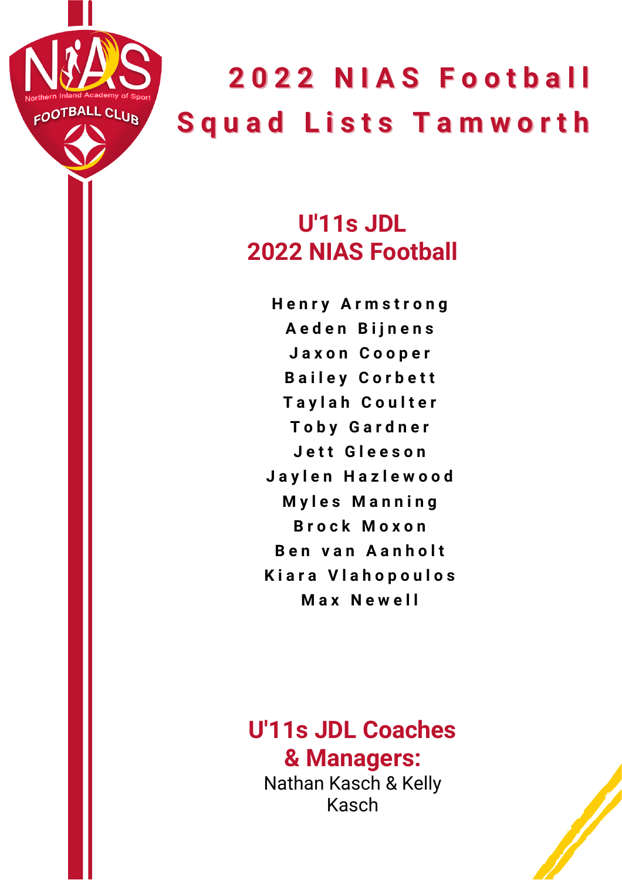# 2022 NIAS Football Squad Lists Tamworth

## U'11s JDL
## 2022 NIAS Football

Henry Armstrong
Aeden Bijnens
Jaxon Cooper
Bailey Corbett
Taylah Coulter
Toby Gardner
Jett Gleeson
Jaylen Hazlewood
Myles Manning
Brock Moxon
Ben van Aanholt
Kiara Vlahopoulos
Max Newell

## U'11s JDL Coaches & Managers:

Nathan Kasch & Kelly Kasch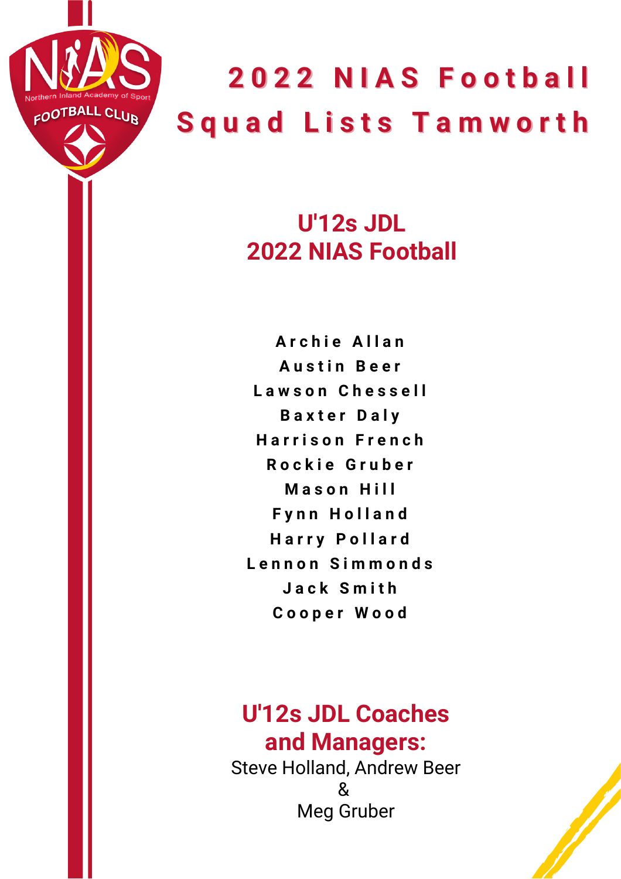# 2022 NIAS Football Squad Lists Tamworth

## U'12s JDL
## 2022 NIAS Football

Archie Allan
Austin Beer
Lawson Chessell
Baxter Daly
Harrison French
Rockie Gruber
Mason Hill
Fynn Holland
Harry Pollard
Lennon Simmonds
Jack Smith
Cooper Wood

## U'12s JDL Coaches and Managers:

Steve Holland, Andrew Beer
&
Meg Gruber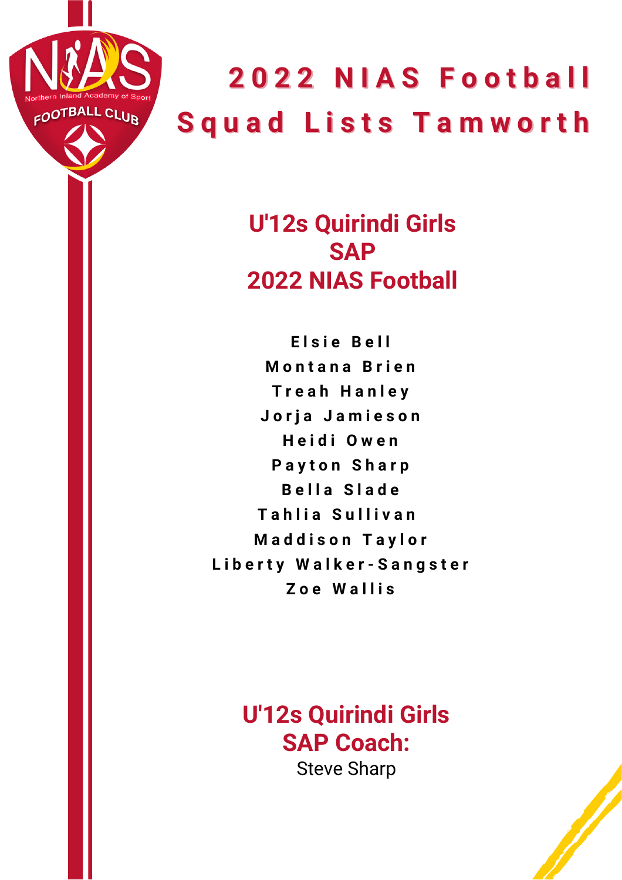# 2022 NIAS Football Squad Lists Tamworth

## U'12s Quirindi Girls
## SAP
## 2022 NIAS Football

Elsie Bell
Montana Brien
Treah Hanley
Jorja Jamieson
Heidi Owen
Payton Sharp
Bella Slade
Tahlia Sullivan
Maddison Taylor
Liberty Walker-Sangster
Zoe Wallis

## U'12s Quirindi Girls
## SAP Coach:

Steve Sharp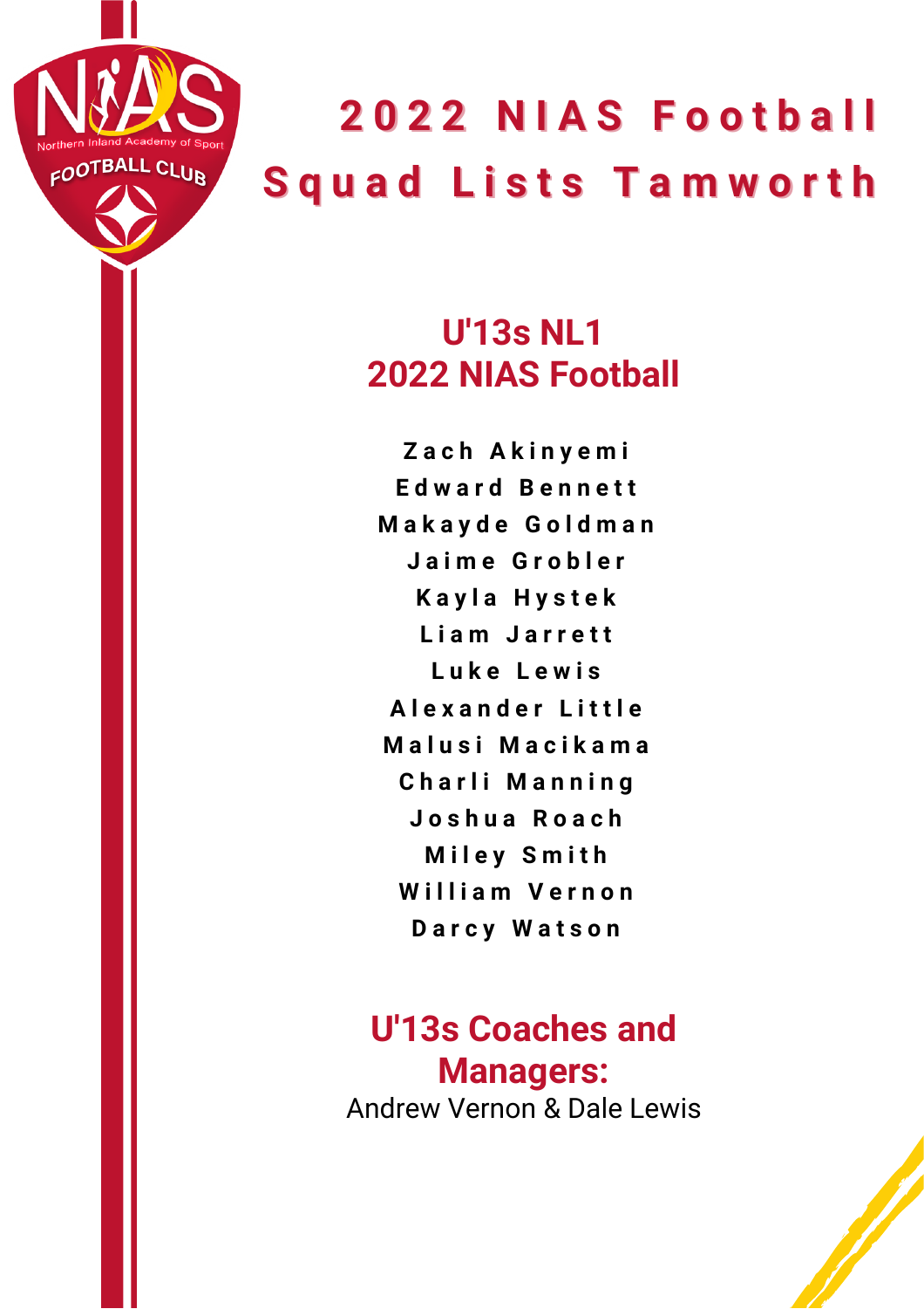# 2022 NIAS Football Squad Lists Tamworth

## U'13s NL1
## 2022 NIAS Football

**Zach Akinyemi**
**Edward Bennett**
**Makayde Goldman**
**Jaime Grobler**
**Kayla Hystek**
**Liam Jarrett**
**Luke Lewis**
**Alexander Little**
**Malusi Macikama**
**Charli Manning**
**Joshua Roach**
**Miley Smith**
**William Vernon**
**Darcy Watson**

## U'13s Coaches and Managers:

Andrew Vernon & Dale Lewis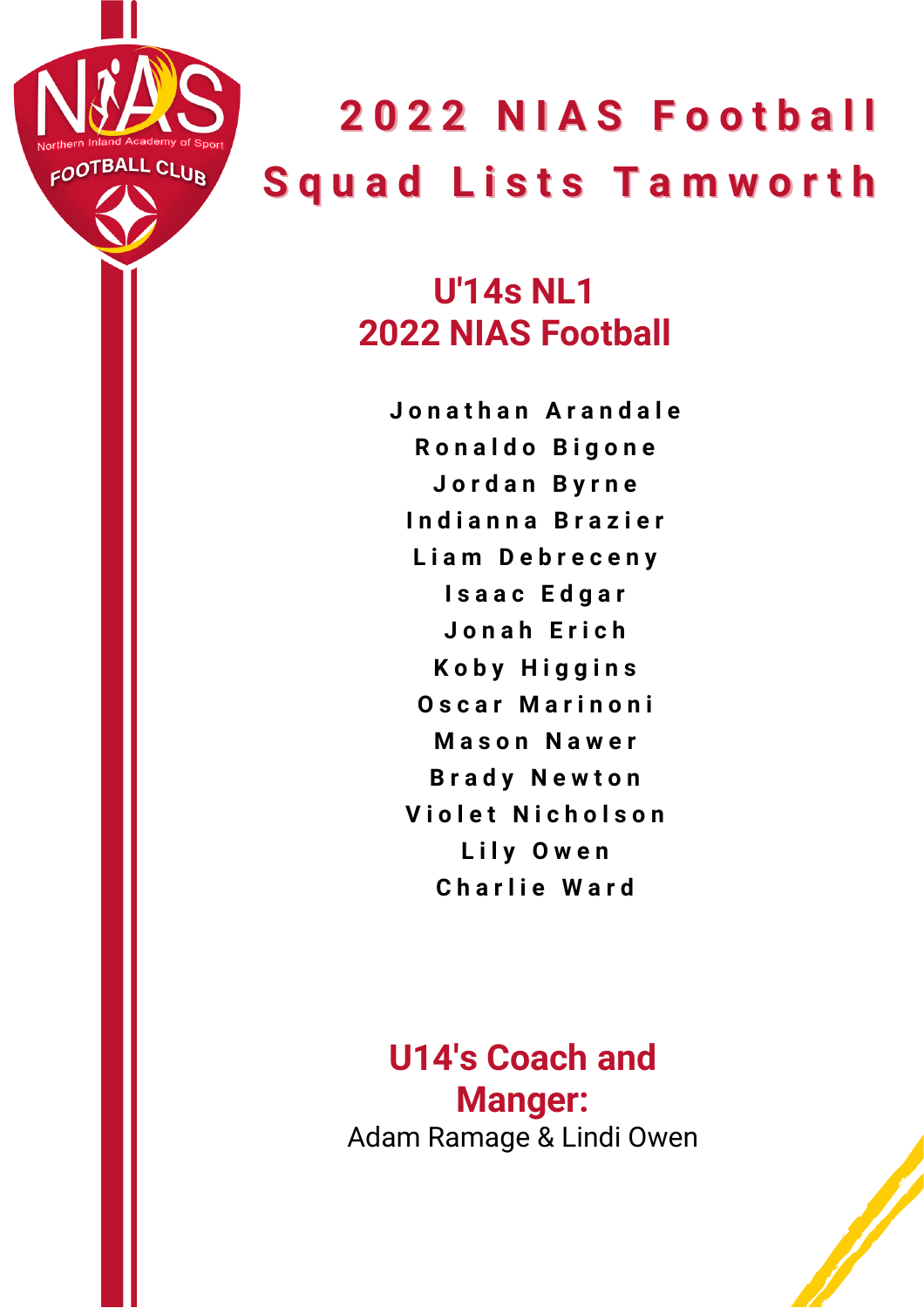# 2022 NIAS Football Squad Lists Tamworth

## U'14s NL1
## 2022 NIAS Football

Jonathan Arandale
Ronaldo Bigone
Jordan Byrne
Indianna Brazier
Liam Debreceny
Isaac Edgar
Jonah Erich
Koby Higgins
Oscar Marinoni
Mason Nawer
Brady Newton
Violet Nicholson
Lily Owen
Charlie Ward

## U14's Coach and Manger:

Adam Ramage & Lindi Owen